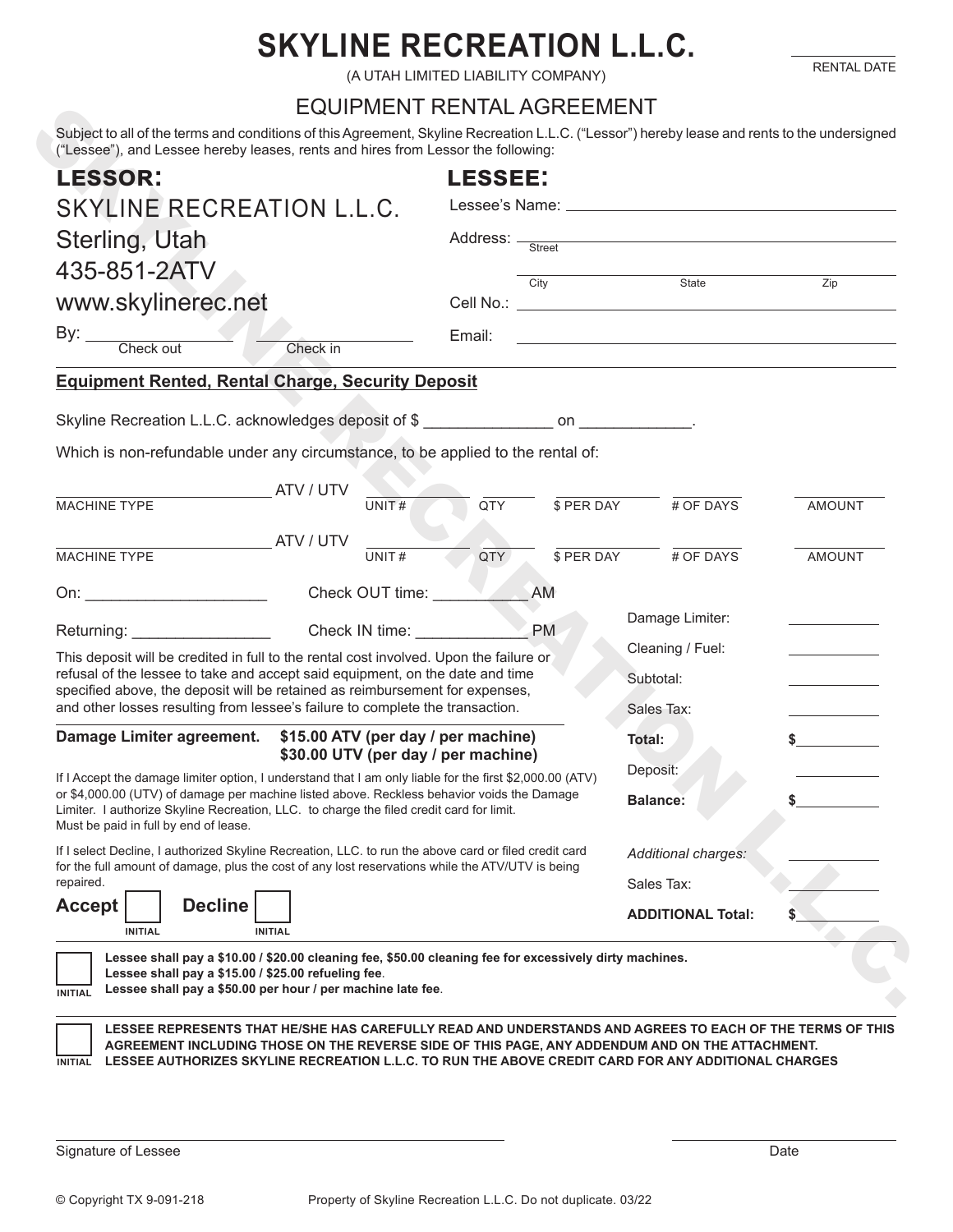# SKYLINE RECREATION L.L.C.

(A UTAH LIMITED LIABILITY COMPANY)

RENTAL DATE: ____________

## EQUIPMENT RENTAL AGREEMENT

Subject to all of the terms and conditions of this Agreement, Skyline Recreation L.L.C. ("Lessor") hereby lease and rents to the undersigned ("Lessee"), and Lessee hereby leases, rents and hires from Lessor the following:

**LESSOR:**

SKYLINE RECREATION L.L.C.
Sterling, Utah
435-851-2ATV
www.skylinerec.net

By: ____________ (Check out) ____________ (Check in)

**LESSEE:**

Lessee's Name: ____________

Address: ____________ (Street)

____________ (City) ____________ (State) ____________ (Zip)

Cell No.: ____________

Email: ____________

### Equipment Rented, Rental Charge, Security Deposit

Skyline Recreation L.L.C. acknowledges deposit of $ _______________ on _____________.

Which is non-refundable under any circumstance, to be applied to the rental of:

| MACHINE TYPE | | UNIT # | QTY | $ PER DAY | # OF DAYS | AMOUNT |
|---|---|---|---|---|---|---|
| | ATV / UTV | | | | | |
| | ATV / UTV | | | | | |

On: _____________________ Check OUT time: ___________ AM

Returning: ________________ Check IN time: _____________ PM

This deposit will be credited in full to the rental cost involved. Upon the failure or refusal of the lessee to take and accept said equipment, on the date and time specified above, the deposit will be retained as reimbursement for expenses, and other losses resulting from lessee's failure to complete the transaction.

| | |
|---|---|
| Damage Limiter: | |
| Cleaning / Fuel: | |
| Subtotal: | |
| Sales Tax: | |
| **Total:** | **$** |
| Deposit: | |
| **Balance:** | **$** |
| *Additional charges:* | |
| Sales Tax: | |
| **ADDITIONAL Total:** | **$** |

**Damage Limiter agreement. $15.00 ATV (per day / per machine)**
**$30.00 UTV (per day / per machine)**

If I Accept the damage limiter option, I understand that I am only liable for the first $2,000.00 (ATV) or $4,000.00 (UTV) of damage per machine listed above. Reckless behavior voids the Damage Limiter. I authorize Skyline Recreation, LLC. to charge the filed credit card for limit. Must be paid in full by end of lease.

If I select Decline, I authorized Skyline Recreation, LLC. to run the above card or filed credit card for the full amount of damage, plus the cost of any lost reservations while the ATV/UTV is being repaired.

**Accept** [ ] INITIAL **Decline** [ ] INITIAL

[ ] INITIAL **Lessee shall pay a $10.00 / $20.00 cleaning fee, $50.00 cleaning fee for excessively dirty machines.**
**Lessee shall pay a $15.00 / $25.00 refueling fee**.
**Lessee shall pay a $50.00 per hour / per machine late fee**.

[ ] INITIAL **LESSEE REPRESENTS THAT HE/SHE HAS CAREFULLY READ AND UNDERSTANDS AND AGREES TO EACH OF THE TERMS OF THIS AGREEMENT INCLUDING THOSE ON THE REVERSE SIDE OF THIS PAGE, ANY ADDENDUM AND ON THE ATTACHMENT. LESSEE AUTHORIZES SKYLINE RECREATION L.L.C. TO RUN THE ABOVE CREDIT CARD FOR ANY ADDITIONAL CHARGES**

______________________________ Signature of Lessee

______________________________ Date

© Copyright TX 9-091-218 Property of Skyline Recreation L.L.C. Do not duplicate. 03/22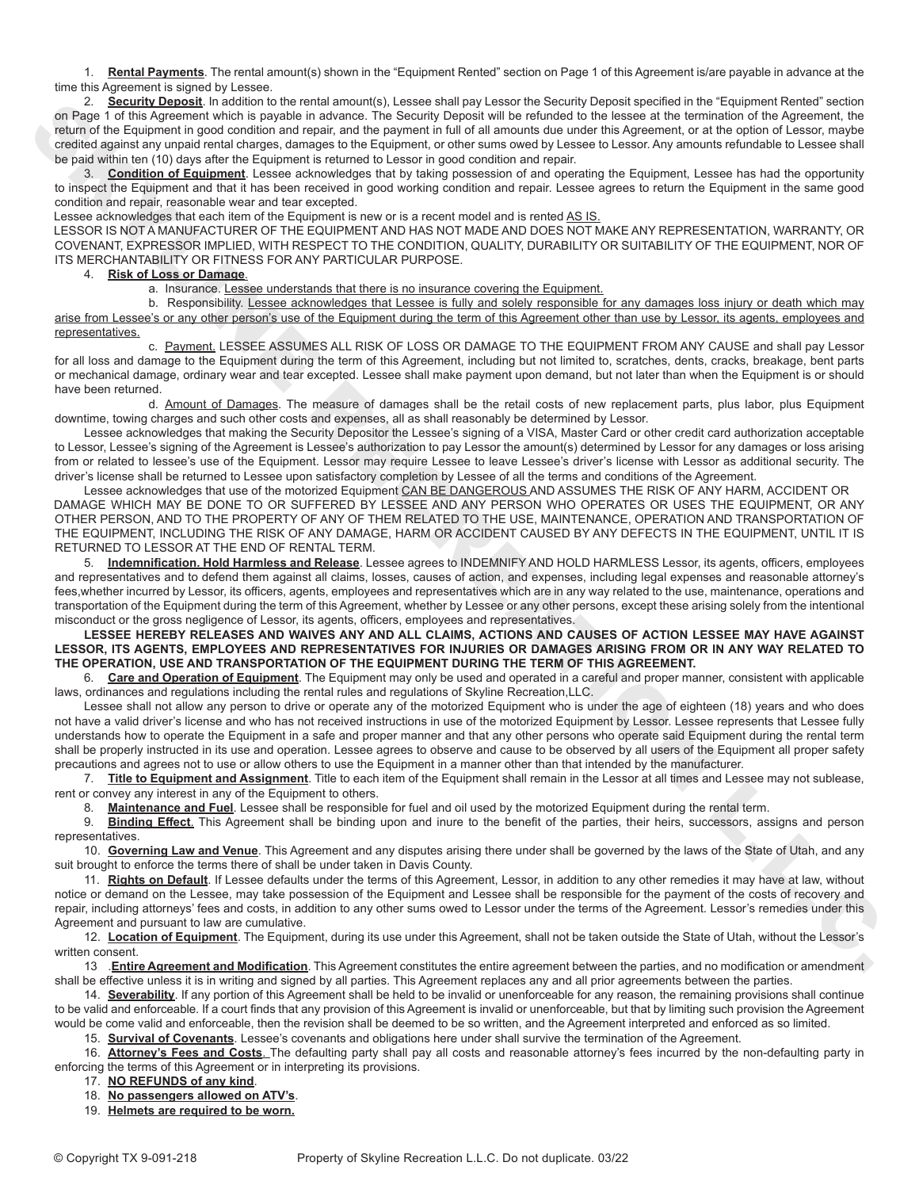1. **Rental Payments**. The rental amount(s) shown in the "Equipment Rented" section on Page 1 of this Agreement is/are payable in advance at the time this Agreement is signed by Lessee.

2. **Security Deposit**. In addition to the rental amount(s), Lessee shall pay Lessor the Security Deposit specified in the "Equipment Rented" section on Page 1 of this Agreement which is payable in advance. The Security Deposit will be refunded to the lessee at the termination of the Agreement, the return of the Equipment in good condition and repair, and the payment in full of all amounts due under this Agreement, or at the option of Lessor, maybe credited against any unpaid rental charges, damages to the Equipment, or other sums owed by Lessee to Lessor. Any amounts refundable to Lessee shall be paid within ten (10) days after the Equipment is returned to Lessor in good condition and repair.

3. **Condition of Equipment**. Lessee acknowledges that by taking possession of and operating the Equipment, Lessee has had the opportunity to inspect the Equipment and that it has been received in good working condition and repair. Lessee agrees to return the Equipment in the same good condition and repair, reasonable wear and tear excepted.

Lessee acknowledges that each item of the Equipment is new or is a recent model and is rented AS IS.

LESSOR IS NOT A MANUFACTURER OF THE EQUIPMENT AND HAS NOT MADE AND DOES NOT MAKE ANY REPRESENTATION, WARRANTY, OR COVENANT, EXPRESSOR IMPLIED, WITH RESPECT TO THE CONDITION, QUALITY, DURABILITY OR SUITABILITY OF THE EQUIPMENT, NOR OF ITS MERCHANTABILITY OR FITNESS FOR ANY PARTICULAR PURPOSE.

4. **Risk of Loss or Damage**.

   a. Insurance. Lessee understands that there is no insurance covering the Equipment.

   b. Responsibility. Lessee acknowledges that Lessee is fully and solely responsible for any damages loss injury or death which may arise from Lessee's or any other person's use of the Equipment during the term of this Agreement other than use by Lessor, its agents, employees and representatives.

   c. Payment. LESSEE ASSUMES ALL RISK OF LOSS OR DAMAGE TO THE EQUIPMENT FROM ANY CAUSE and shall pay Lessor for all loss and damage to the Equipment during the term of this Agreement, including but not limited to, scratches, dents, cracks, breakage, bent parts or mechanical damage, ordinary wear and tear excepted. Lessee shall make payment upon demand, but not later than when the Equipment is or should have been returned.

   d. Amount of Damages. The measure of damages shall be the retail costs of new replacement parts, plus labor, plus Equipment downtime, towing charges and such other costs and expenses, all as shall reasonably be determined by Lessor.

Lessee acknowledges that making the Security Depositor the Lessee's signing of a VISA, Master Card or other credit card authorization acceptable to Lessor, Lessee's signing of the Agreement is Lessee's authorization to pay Lessor the amount(s) determined by Lessor for any damages or loss arising from or related to lessee's use of the Equipment. Lessor may require Lessee to leave Lessee's driver's license with Lessor as additional security. The driver's license shall be returned to Lessee upon satisfactory completion by Lessee of all the terms and conditions of the Agreement.

Lessee acknowledges that use of the motorized Equipment CAN BE DANGEROUS AND ASSUMES THE RISK OF ANY HARM, ACCIDENT OR DAMAGE WHICH MAY BE DONE TO OR SUFFERED BY LESSEE AND ANY PERSON WHO OPERATES OR USES THE EQUIPMENT, OR ANY OTHER PERSON, AND TO THE PROPERTY OF ANY OF THEM RELATED TO THE USE, MAINTENANCE, OPERATION AND TRANSPORTATION OF THE EQUIPMENT, INCLUDING THE RISK OF ANY DAMAGE, HARM OR ACCIDENT CAUSED BY ANY DEFECTS IN THE EQUIPMENT, UNTIL IT IS RETURNED TO LESSOR AT THE END OF RENTAL TERM.

5. **Indemnification. Hold Harmless and Release**. Lessee agrees to INDEMNIFY AND HOLD HARMLESS Lessor, its agents, officers, employees and representatives and to defend them against all claims, losses, causes of action, and expenses, including legal expenses and reasonable attorney's fees,whether incurred by Lessor, its officers, agents, employees and representatives which are in any way related to the use, maintenance, operations and transportation of the Equipment during the term of this Agreement, whether by Lessee or any other persons, except these arising solely from the intentional misconduct or the gross negligence of Lessor, its agents, officers, employees and representatives.

**LESSEE HEREBY RELEASES AND WAIVES ANY AND ALL CLAIMS, ACTIONS AND CAUSES OF ACTION LESSEE MAY HAVE AGAINST LESSOR, ITS AGENTS, EMPLOYEES AND REPRESENTATIVES FOR INJURIES OR DAMAGES ARISING FROM OR IN ANY WAY RELATED TO THE OPERATION, USE AND TRANSPORTATION OF THE EQUIPMENT DURING THE TERM OF THIS AGREEMENT.**

6. **Care and Operation of Equipment**. The Equipment may only be used and operated in a careful and proper manner, consistent with applicable laws, ordinances and regulations including the rental rules and regulations of Skyline Recreation,LLC.

Lessee shall not allow any person to drive or operate any of the motorized Equipment who is under the age of eighteen (18) years and who does not have a valid driver's license and who has not received instructions in use of the motorized Equipment by Lessor. Lessee represents that Lessee fully understands how to operate the Equipment in a safe and proper manner and that any other persons who operate said Equipment during the rental term shall be properly instructed in its use and operation. Lessee agrees to observe and cause to be observed by all users of the Equipment all proper safety precautions and agrees not to use or allow others to use the Equipment in a manner other than that intended by the manufacturer.

7. **Title to Equipment and Assignment**. Title to each item of the Equipment shall remain in the Lessor at all times and Lessee may not sublease, rent or convey any interest in any of the Equipment to others.

8. **Maintenance and Fuel**. Lessee shall be responsible for fuel and oil used by the motorized Equipment during the rental term.

9. **Binding Effect**. This Agreement shall be binding upon and inure to the benefit of the parties, their heirs, successors, assigns and person representatives.

10. **Governing Law and Venue**. This Agreement and any disputes arising there under shall be governed by the laws of the State of Utah, and any suit brought to enforce the terms there of shall be under taken in Davis County.

11. **Rights on Default**. If Lessee defaults under the terms of this Agreement, Lessor, in addition to any other remedies it may have at law, without notice or demand on the Lessee, may take possession of the Equipment and Lessee shall be responsible for the payment of the costs of recovery and repair, including attorneys' fees and costs, in addition to any other sums owed to Lessor under the terms of the Agreement. Lessor's remedies under this Agreement and pursuant to law are cumulative.

12. **Location of Equipment**. The Equipment, during its use under this Agreement, shall not be taken outside the State of Utah, without the Lessor's written consent.

13 .**Entire Agreement and Modification**. This Agreement constitutes the entire agreement between the parties, and no modification or amendment shall be effective unless it is in writing and signed by all parties. This Agreement replaces any and all prior agreements between the parties.

14. **Severability**. If any portion of this Agreement shall be held to be invalid or unenforceable for any reason, the remaining provisions shall continue to be valid and enforceable. If a court finds that any provision of this Agreement is invalid or unenforceable, but that by limiting such provision the Agreement would be come valid and enforceable, then the revision shall be deemed to be so written, and the Agreement interpreted and enforced as so limited.

15. **Survival of Covenants**. Lessee's covenants and obligations here under shall survive the termination of the Agreement.

16. **Attorney's Fees and Costs**. The defaulting party shall pay all costs and reasonable attorney's fees incurred by the non-defaulting party in enforcing the terms of this Agreement or in interpreting its provisions.

17. **NO REFUNDS of any kind**.

18. **No passengers allowed on ATV's**.

19. **Helmets are required to be worn.**

© Copyright TX 9-091-218 Property of Skyline Recreation L.L.C. Do not duplicate. 03/22